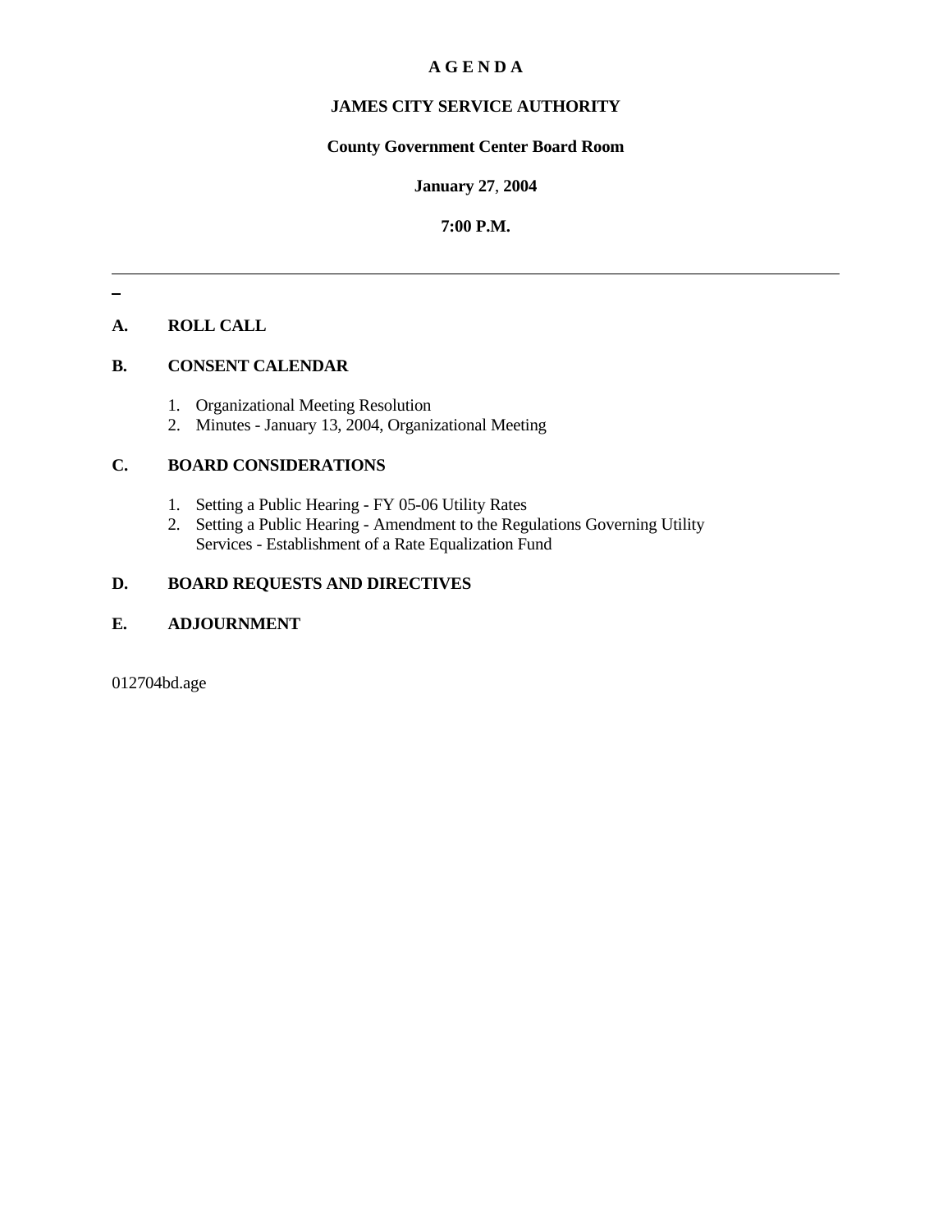# A G E N D A

## JAMES CITY SERVICE AUTHORITY

**County Government Center Board Room**

**January 27, 2004**

**7:00 P.M.**

---

**A. ROLL CALL**

**B. CONSENT CALENDAR**

1. Organizational Meeting Resolution
2. Minutes - January 13, 2004, Organizational Meeting

**C. BOARD CONSIDERATIONS**

1. Setting a Public Hearing - FY 05-06 Utility Rates
2. Setting a Public Hearing - Amendment to the Regulations Governing Utility Services - Establishment of a Rate Equalization Fund

**D. BOARD REQUESTS AND DIRECTIVES**

**E. ADJOURNMENT**

012704bd.age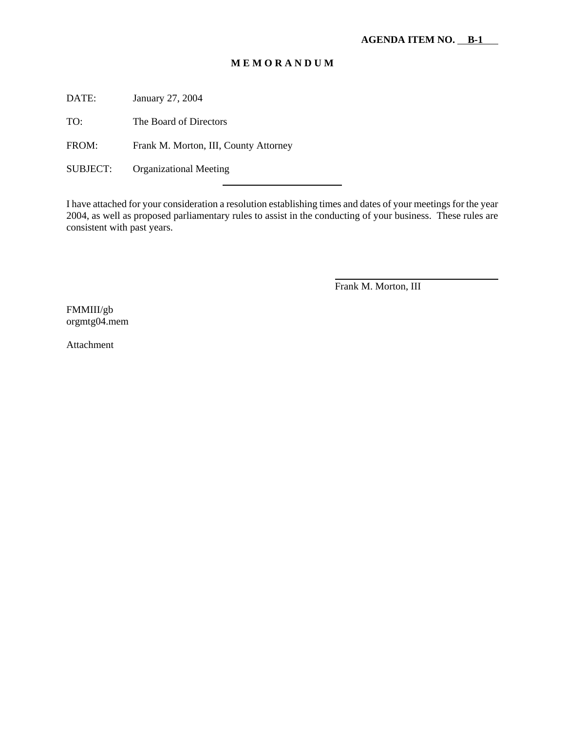**AGENDA ITEM NO. B-1**

# M E M O R A N D U M

DATE: January 27, 2004

TO: The Board of Directors

FROM: Frank M. Morton, III, County Attorney

SUBJECT: Organizational Meeting

---

I have attached for your consideration a resolution establishing times and dates of your meetings for the year 2004, as well as proposed parliamentary rules to assist in the conducting of your business. These rules are consistent with past years.

Frank M. Morton, III

FMMIII/gb
orgmtg04.mem

Attachment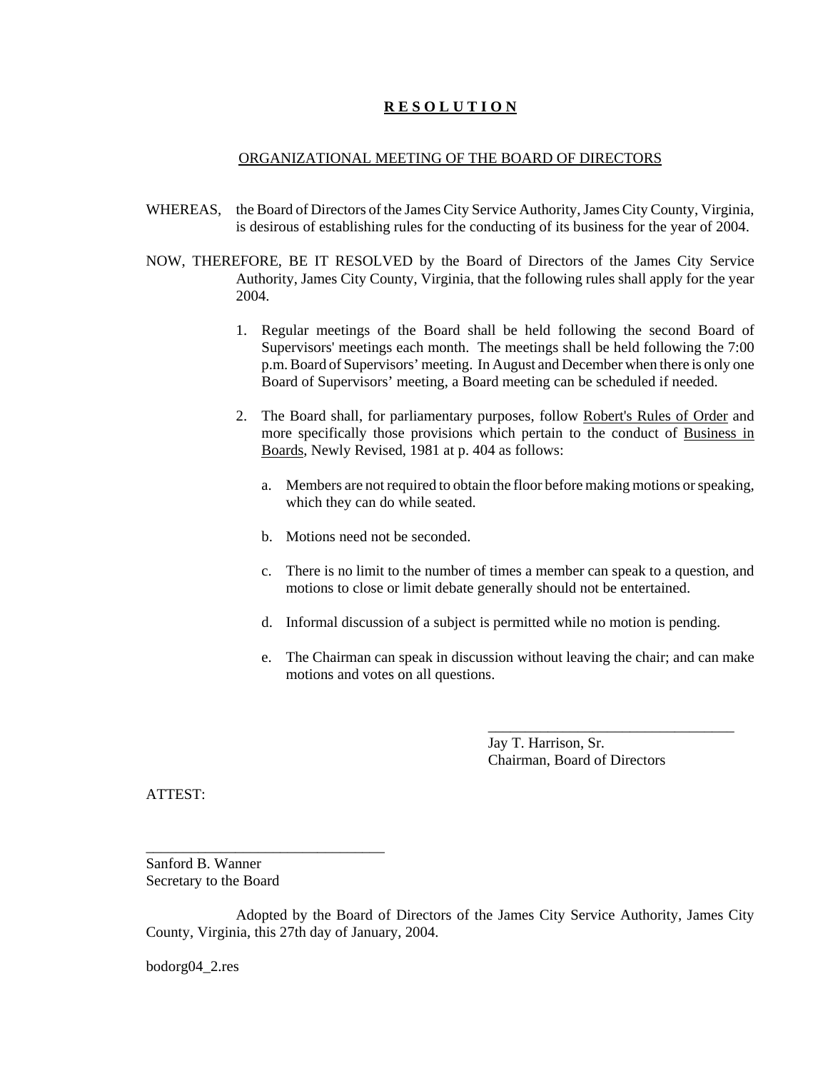# R E S O L U T I O N

## ORGANIZATIONAL MEETING OF THE BOARD OF DIRECTORS

WHEREAS, the Board of Directors of the James City Service Authority, James City County, Virginia, is desirous of establishing rules for the conducting of its business for the year of 2004.

NOW, THEREFORE, BE IT RESOLVED by the Board of Directors of the James City Service Authority, James City County, Virginia, that the following rules shall apply for the year 2004.

1. Regular meetings of the Board shall be held following the second Board of Supervisors' meetings each month. The meetings shall be held following the 7:00 p.m. Board of Supervisors' meeting. In August and December when there is only one Board of Supervisors' meeting, a Board meeting can be scheduled if needed.

2. The Board shall, for parliamentary purposes, follow Robert's Rules of Order and more specifically those provisions which pertain to the conduct of Business in Boards, Newly Revised, 1981 at p. 404 as follows:

   a. Members are not required to obtain the floor before making motions or speaking, which they can do while seated.

   b. Motions need not be seconded.

   c. There is no limit to the number of times a member can speak to a question, and motions to close or limit debate generally should not be entertained.

   d. Informal discussion of a subject is permitted while no motion is pending.

   e. The Chairman can speak in discussion without leaving the chair; and can make motions and votes on all questions.

\_\_\_\_\_\_\_\_\_\_\_\_\_\_\_\_\_\_\_\_\_\_\_\_\_\_\_\_\_\_\_\_\_\_
Jay T. Harrison, Sr.
Chairman, Board of Directors

ATTEST:

\_\_\_\_\_\_\_\_\_\_\_\_\_\_\_\_\_\_\_\_\_\_\_\_\_\_\_\_\_\_\_\_\_\_
Sanford B. Wanner
Secretary to the Board

Adopted by the Board of Directors of the James City Service Authority, James City County, Virginia, this 27th day of January, 2004.

bodorg04_2.res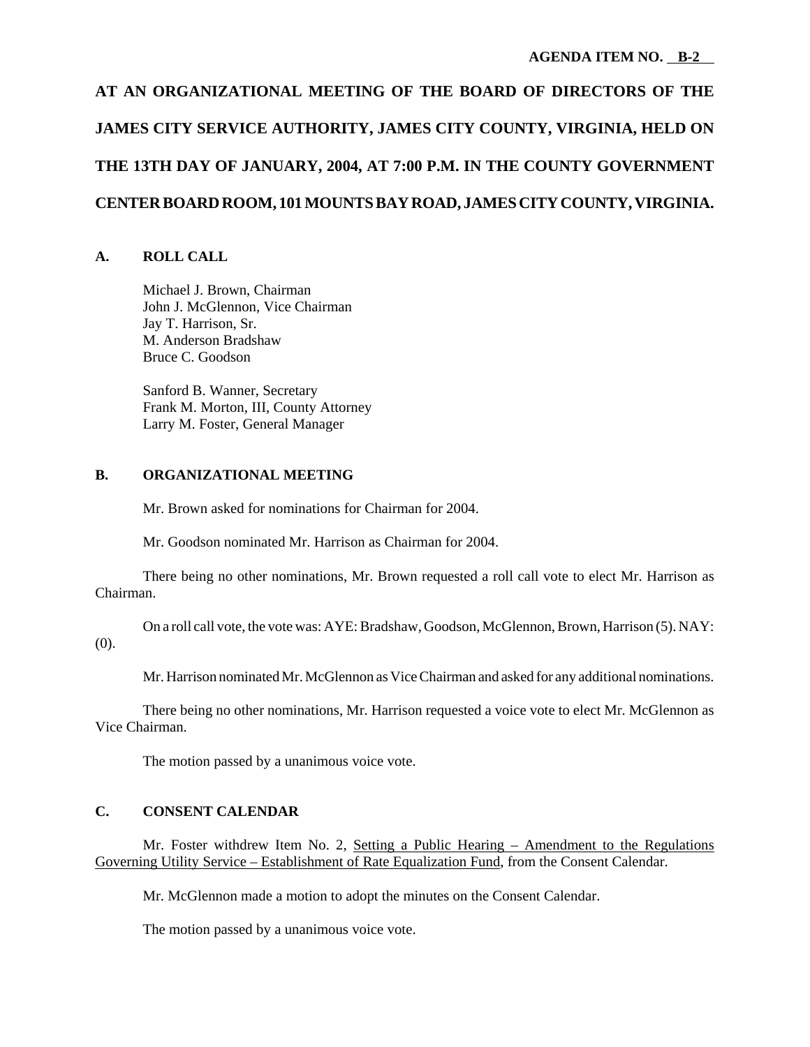**AGENDA ITEM NO. B-2**

# AT AN ORGANIZATIONAL MEETING OF THE BOARD OF DIRECTORS OF THE JAMES CITY SERVICE AUTHORITY, JAMES CITY COUNTY, VIRGINIA, HELD ON THE 13TH DAY OF JANUARY, 2004, AT 7:00 P.M. IN THE COUNTY GOVERNMENT CENTER BOARD ROOM, 101 MOUNTS BAY ROAD, JAMES CITY COUNTY, VIRGINIA.

## A. ROLL CALL

Michael J. Brown, Chairman
John J. McGlennon, Vice Chairman
Jay T. Harrison, Sr.
M. Anderson Bradshaw
Bruce C. Goodson

Sanford B. Wanner, Secretary
Frank M. Morton, III, County Attorney
Larry M. Foster, General Manager

## B. ORGANIZATIONAL MEETING

Mr. Brown asked for nominations for Chairman for 2004.

Mr. Goodson nominated Mr. Harrison as Chairman for 2004.

There being no other nominations, Mr. Brown requested a roll call vote to elect Mr. Harrison as Chairman.

On a roll call vote, the vote was: AYE: Bradshaw, Goodson, McGlennon, Brown, Harrison (5). NAY: (0).

Mr. Harrison nominated Mr. McGlennon as Vice Chairman and asked for any additional nominations.

There being no other nominations, Mr. Harrison requested a voice vote to elect Mr. McGlennon as Vice Chairman.

The motion passed by a unanimous voice vote.

## C. CONSENT CALENDAR

Mr. Foster withdrew Item No. 2, Setting a Public Hearing – Amendment to the Regulations Governing Utility Service – Establishment of Rate Equalization Fund, from the Consent Calendar.

Mr. McGlennon made a motion to adopt the minutes on the Consent Calendar.

The motion passed by a unanimous voice vote.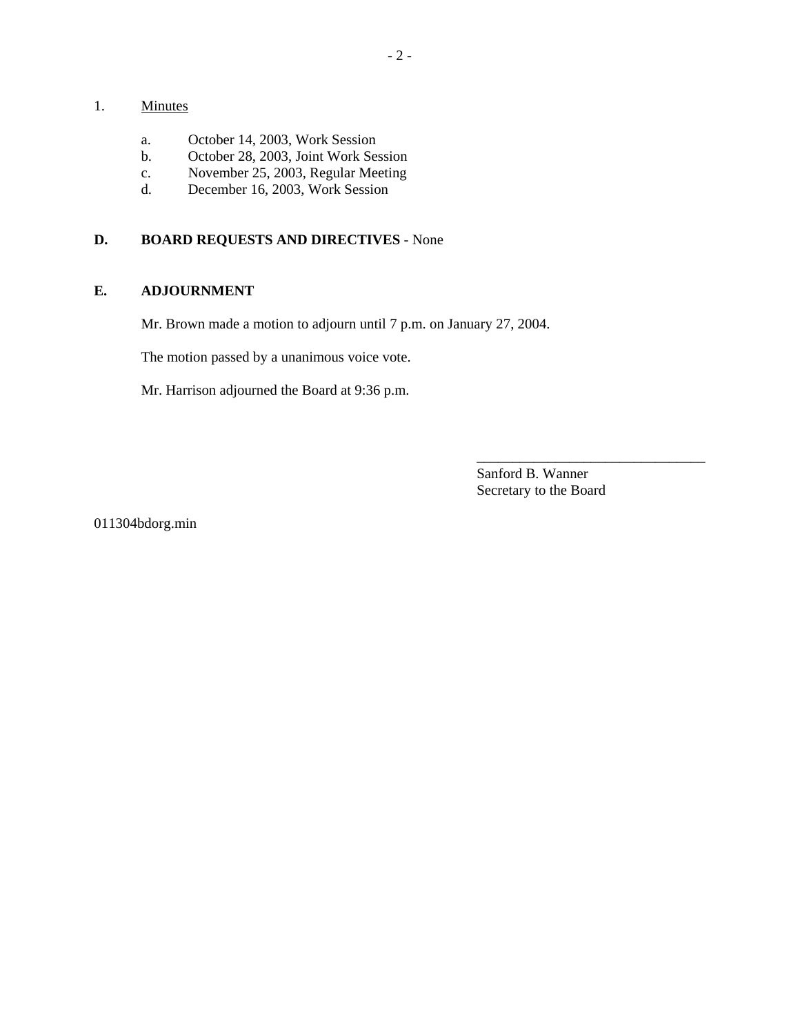1. Minutes

   a. October 14, 2003, Work Session
   b. October 28, 2003, Joint Work Session
   c. November 25, 2003, Regular Meeting
   d. December 16, 2003, Work Session

## D. BOARD REQUESTS AND DIRECTIVES - None

## E. ADJOURNMENT

Mr. Brown made a motion to adjourn until 7 p.m. on January 27, 2004.

The motion passed by a unanimous voice vote.

Mr. Harrison adjourned the Board at 9:36 p.m.

________________________________
Sanford B. Wanner
Secretary to the Board

011304bdorg.min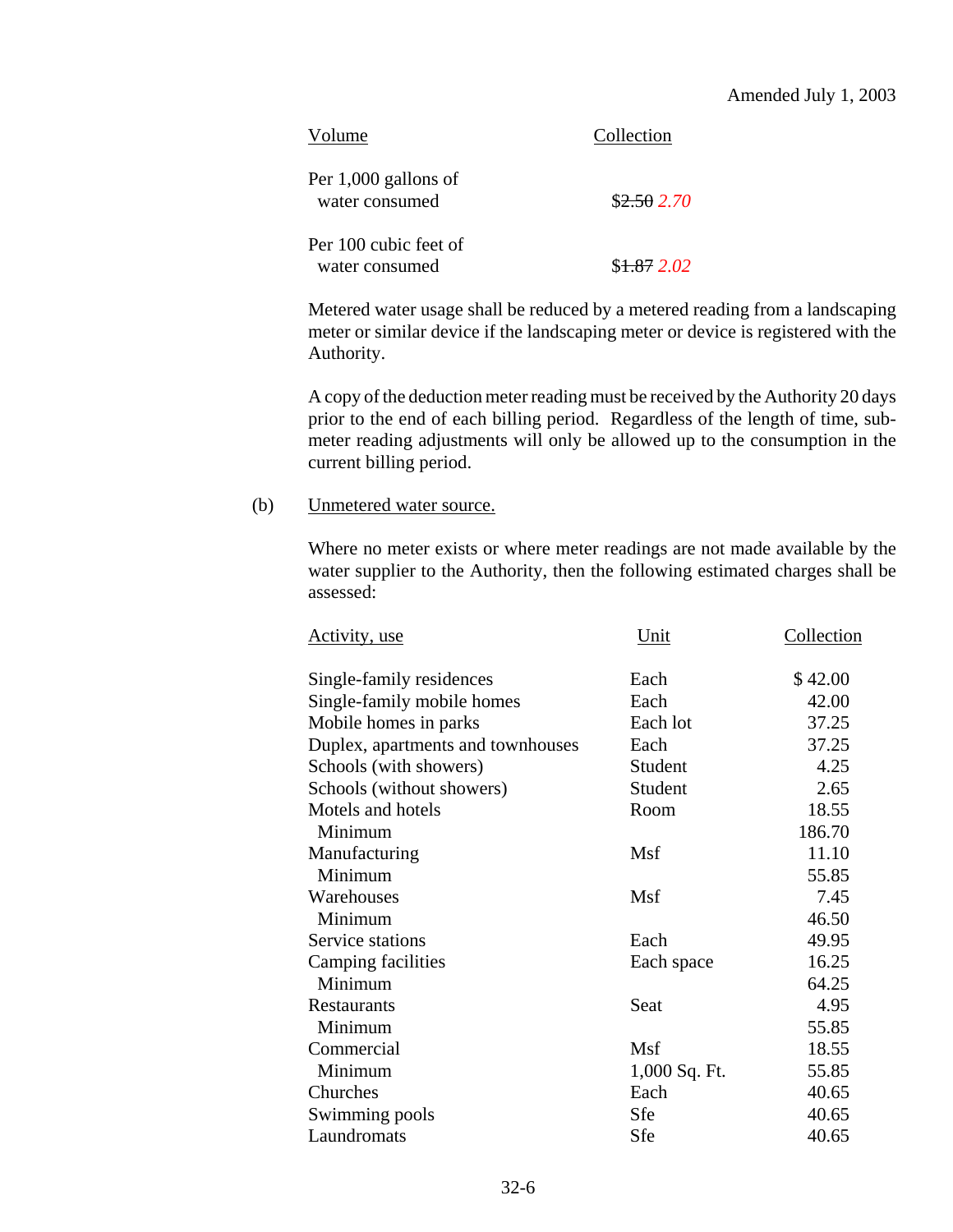Amended July 1, 2003

| Volume | Collection |
|---|---|
| Per 1,000 gallons of water consumed | ~~$2.50~~ *2.70* |
| Per 100 cubic feet of water consumed | ~~$1.87~~ *2.02* |

Metered water usage shall be reduced by a metered reading from a landscaping meter or similar device if the landscaping meter or device is registered with the Authority.

A copy of the deduction meter reading must be received by the Authority 20 days prior to the end of each billing period. Regardless of the length of time, sub-meter reading adjustments will only be allowed up to the consumption in the current billing period.

(b) Unmetered water source.

Where no meter exists or where meter readings are not made available by the water supplier to the Authority, then the following estimated charges shall be assessed:

| Activity, use | Unit | Collection |
|---|---|---|
| Single-family residences | Each | $ 42.00 |
| Single-family mobile homes | Each | 42.00 |
| Mobile homes in parks | Each lot | 37.25 |
| Duplex, apartments and townhouses | Each | 37.25 |
| Schools (with showers) | Student | 4.25 |
| Schools (without showers) | Student | 2.65 |
| Motels and hotels | Room | 18.55 |
| Minimum | | 186.70 |
| Manufacturing | Msf | 11.10 |
| Minimum | | 55.85 |
| Warehouses | Msf | 7.45 |
| Minimum | | 46.50 |
| Service stations | Each | 49.95 |
| Camping facilities | Each space | 16.25 |
| Minimum | | 64.25 |
| Restaurants | Seat | 4.95 |
| Minimum | | 55.85 |
| Commercial | Msf | 18.55 |
| Minimum | 1,000 Sq. Ft. | 55.85 |
| Churches | Each | 40.65 |
| Swimming pools | Sfe | 40.65 |
| Laundromats | Sfe | 40.65 |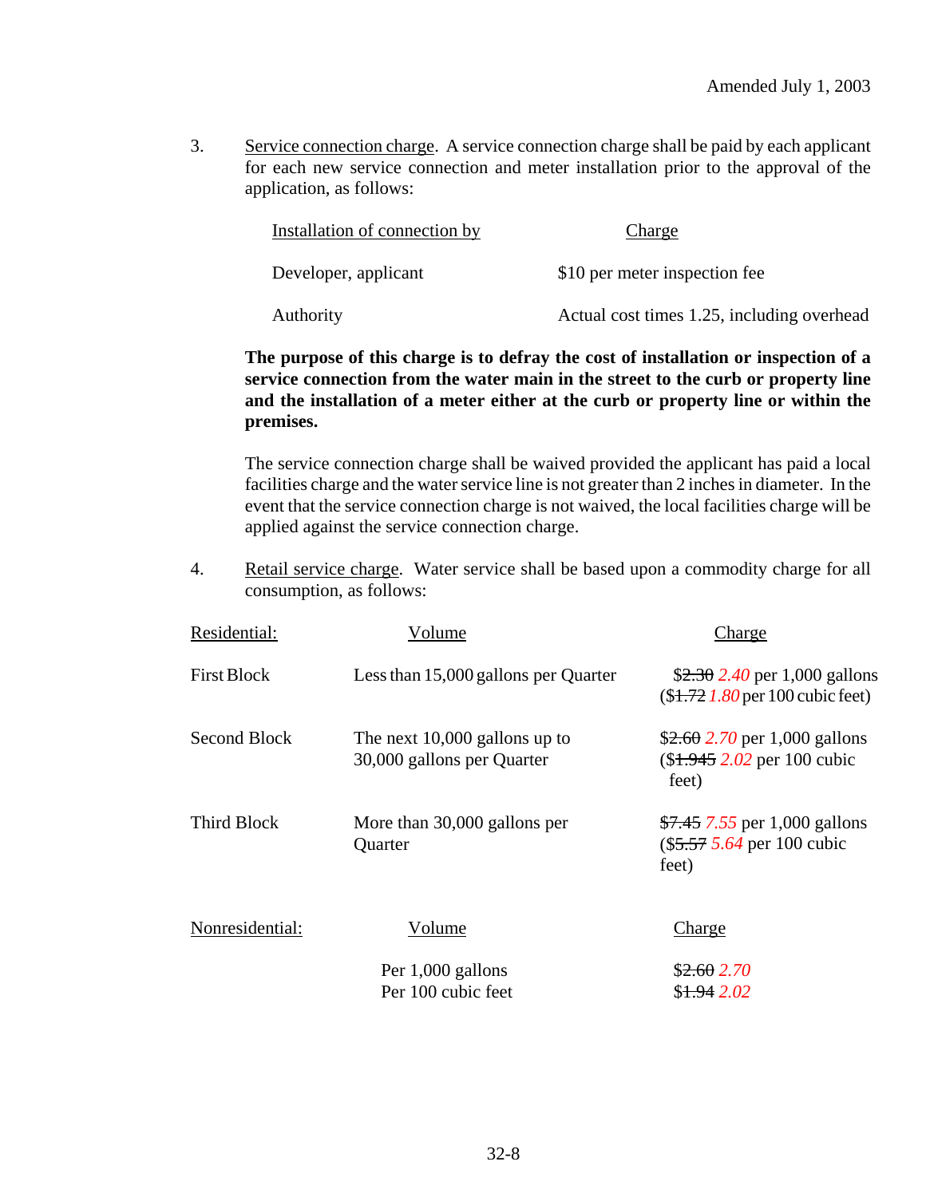Amended July 1, 2003

3. Service connection charge. A service connection charge shall be paid by each applicant for each new service connection and meter installation prior to the approval of the application, as follows:

| Installation of connection by | Charge |
|---|---|
| Developer, applicant | $10 per meter inspection fee |
| Authority | Actual cost times 1.25, including overhead |

**The purpose of this charge is to defray the cost of installation or inspection of a service connection from the water main in the street to the curb or property line and the installation of a meter either at the curb or property line or within the premises.**

The service connection charge shall be waived provided the applicant has paid a local facilities charge and the water service line is not greater than 2 inches in diameter. In the event that the service connection charge is not waived, the local facilities charge will be applied against the service connection charge.

4. Retail service charge. Water service shall be based upon a commodity charge for all consumption, as follows:

| Residential: | Volume | Charge |
|---|---|---|
| First Block | Less than 15,000 gallons per Quarter | $~~2.30~~ *2.40* per 1,000 gallons ($~~1.72~~ *1.80* per 100 cubic feet) |
| Second Block | The next 10,000 gallons up to 30,000 gallons per Quarter | $~~2.60~~ *2.70* per 1,000 gallons ($~~1.945~~ *2.02* per 100 cubic feet) |
| Third Block | More than 30,000 gallons per Quarter | $~~7.45~~ *7.55* per 1,000 gallons ($~~5.57~~ *5.64* per 100 cubic feet) |

| Nonresidential: | Volume | Charge |
|---|---|---|
| | Per 1,000 gallons | $~~2.60~~ *2.70* |
| | Per 100 cubic feet | $~~1.94~~ *2.02* |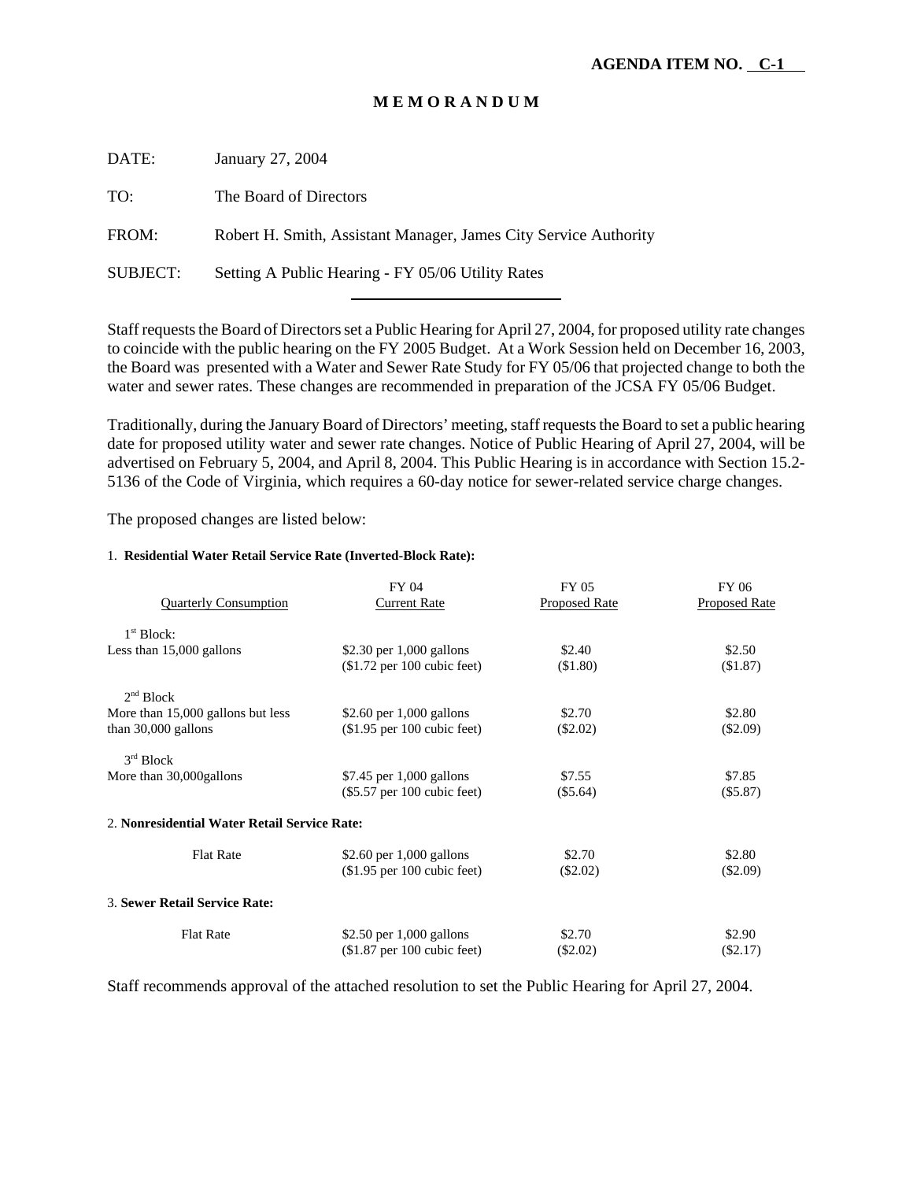**AGENDA ITEM NO. C-1**

# M E M O R A N D U M

DATE: January 27, 2004

TO: The Board of Directors

FROM: Robert H. Smith, Assistant Manager, James City Service Authority

SUBJECT: Setting A Public Hearing - FY 05/06 Utility Rates

Staff requests the Board of Directors set a Public Hearing for April 27, 2004, for proposed utility rate changes to coincide with the public hearing on the FY 2005 Budget. At a Work Session held on December 16, 2003, the Board was presented with a Water and Sewer Rate Study for FY 05/06 that projected change to both the water and sewer rates. These changes are recommended in preparation of the JCSA FY 05/06 Budget.

Traditionally, during the January Board of Directors' meeting, staff requests the Board to set a public hearing date for proposed utility water and sewer rate changes. Notice of Public Hearing of April 27, 2004, will be advertised on February 5, 2004, and April 8, 2004. This Public Hearing is in accordance with Section 15.2-5136 of the Code of Virginia, which requires a 60-day notice for sewer-related service charge changes.

The proposed changes are listed below:

1. **Residential Water Retail Service Rate (Inverted-Block Rate):**

| Quarterly Consumption | FY 04 Current Rate | FY 05 Proposed Rate | FY 06 Proposed Rate |
|---|---|---|---|
| 1st Block: Less than 15,000 gallons | $2.30 per 1,000 gallons ($1.72 per 100 cubic feet) | $2.40 ($1.80) | $2.50 ($1.87) |
| 2nd Block More than 15,000 gallons but less than 30,000 gallons | $2.60 per 1,000 gallons ($1.95 per 100 cubic feet) | $2.70 ($2.02) | $2.80 ($2.09) |
| 3rd Block More than 30,000gallons | $7.45 per 1,000 gallons ($5.57 per 100 cubic feet) | $7.55 ($5.64) | $7.85 ($5.87) |

2. **Nonresidential Water Retail Service Rate:**

| | FY 04 Current Rate | FY 05 Proposed Rate | FY 06 Proposed Rate |
|---|---|---|---|
| Flat Rate | $2.60 per 1,000 gallons ($1.95 per 100 cubic feet) | $2.70 ($2.02) | $2.80 ($2.09) |

3. **Sewer Retail Service Rate:**

| | FY 04 Current Rate | FY 05 Proposed Rate | FY 06 Proposed Rate |
|---|---|---|---|
| Flat Rate | $2.50 per 1,000 gallons ($1.87 per 100 cubic feet) | $2.70 ($2.02) | $2.90 ($2.17) |

Staff recommends approval of the attached resolution to set the Public Hearing for April 27, 2004.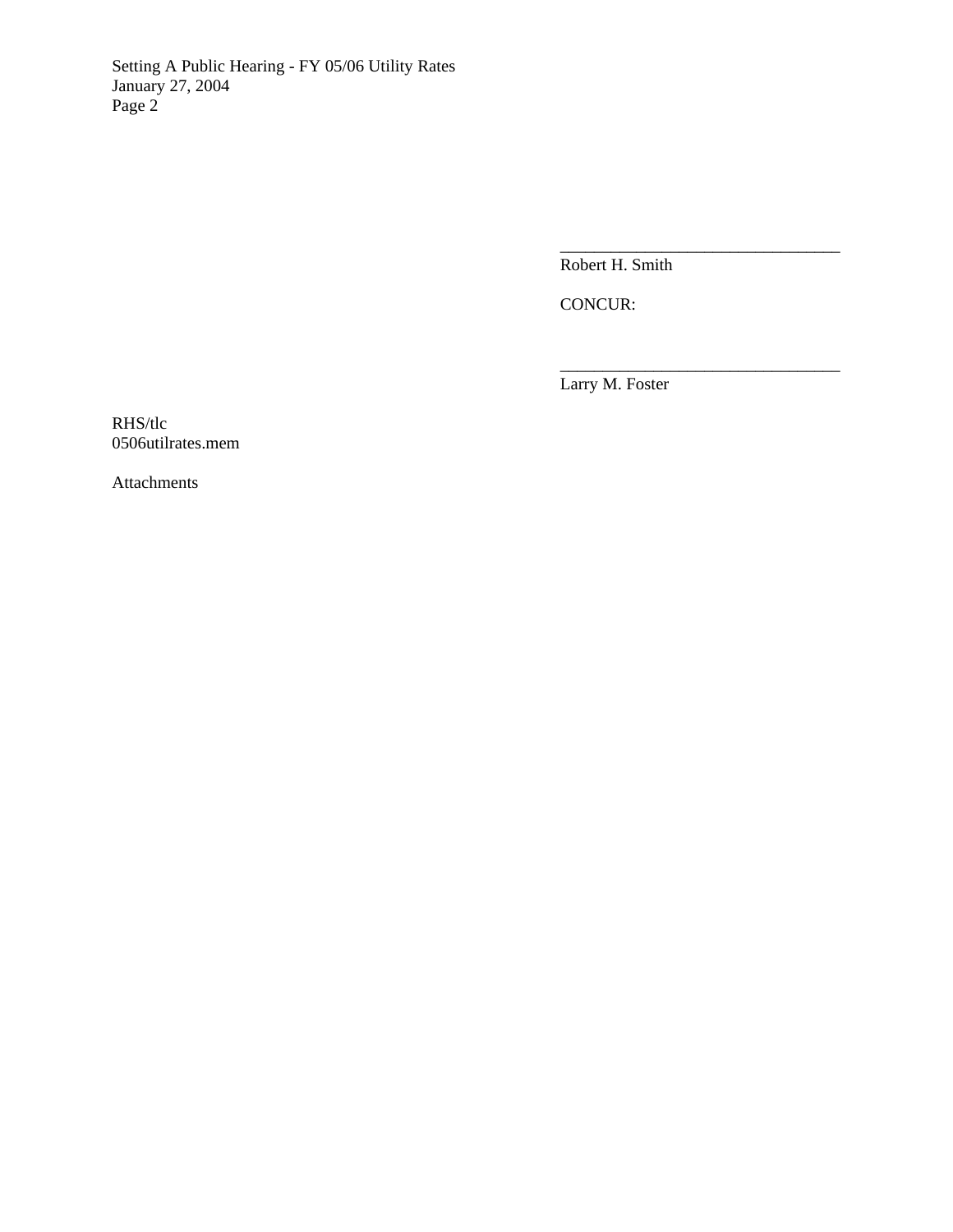\_\_\_\_\_\_\_\_\_\_\_\_\_\_\_\_\_\_\_\_\_\_\_\_\_\_\_\_\_\_\_\_\_\_

Robert H. Smith

CONCUR:

\_\_\_\_\_\_\_\_\_\_\_\_\_\_\_\_\_\_\_\_\_\_\_\_\_\_\_\_\_\_\_\_\_\_

Larry M. Foster

RHS/tlc
0506utilrates.mem

Attachments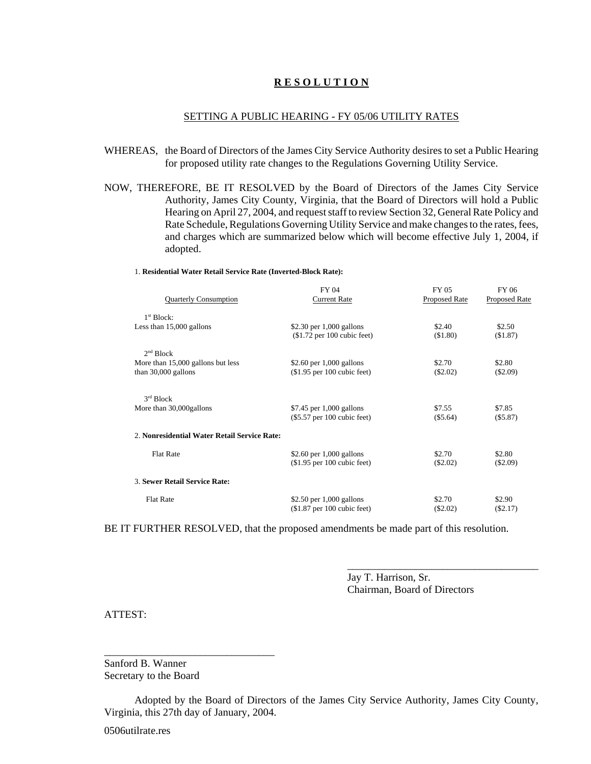# R E S O L U T I O N

## SETTING A PUBLIC HEARING - FY 05/06 UTILITY RATES

WHEREAS, the Board of Directors of the James City Service Authority desires to set a Public Hearing for proposed utility rate changes to the Regulations Governing Utility Service.

NOW, THEREFORE, BE IT RESOLVED by the Board of Directors of the James City Service Authority, James City County, Virginia, that the Board of Directors will hold a Public Hearing on April 27, 2004, and request staff to review Section 32, General Rate Policy and Rate Schedule, Regulations Governing Utility Service and make changes to the rates, fees, and charges which are summarized below which will become effective July 1, 2004, if adopted.

1. **Residential Water Retail Service Rate (Inverted-Block Rate):**

| Quarterly Consumption | FY 04 Current Rate | FY 05 Proposed Rate | FY 06 Proposed Rate |
|---|---|---|---|
| 1st Block: Less than 15,000 gallons | $2.30 per 1,000 gallons ($1.72 per 100 cubic feet) | $2.40 ($1.80) | $2.50 ($1.87) |
| 2nd Block More than 15,000 gallons but less than 30,000 gallons | $2.60 per 1,000 gallons ($1.95 per 100 cubic feet) | $2.70 ($2.02) | $2.80 ($2.09) |
| 3rd Block More than 30,000gallons | $7.45 per 1,000 gallons ($5.57 per 100 cubic feet) | $7.55 ($5.64) | $7.85 ($5.87) |

2. **Nonresidential Water Retail Service Rate:**

| | FY 04 Current Rate | FY 05 Proposed Rate | FY 06 Proposed Rate |
|---|---|---|---|
| Flat Rate | $2.60 per 1,000 gallons ($1.95 per 100 cubic feet) | $2.70 ($2.02) | $2.80 ($2.09) |

3. **Sewer Retail Service Rate:**

| | FY 04 Current Rate | FY 05 Proposed Rate | FY 06 Proposed Rate |
|---|---|---|---|
| Flat Rate | $2.50 per 1,000 gallons ($1.87 per 100 cubic feet) | $2.70 ($2.02) | $2.90 ($2.17) |

BE IT FURTHER RESOLVED, that the proposed amendments be made part of this resolution.

____________________________________
Jay T. Harrison, Sr.
Chairman, Board of Directors

ATTEST:

________________________________
Sanford B. Wanner
Secretary to the Board

Adopted by the Board of Directors of the James City Service Authority, James City County, Virginia, this 27th day of January, 2004.

0506utilrate.res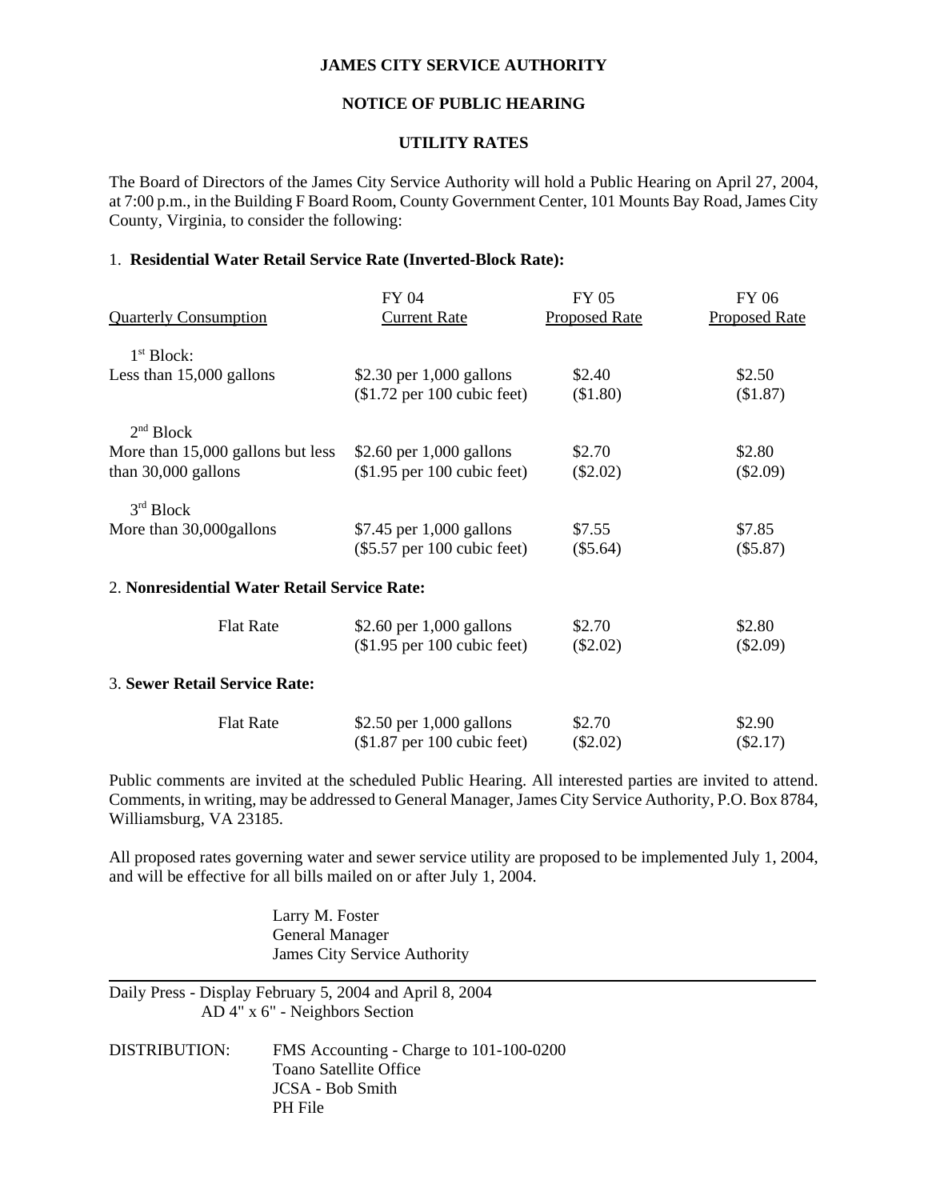**JAMES CITY SERVICE AUTHORITY**

**NOTICE OF PUBLIC HEARING**

**UTILITY RATES**

The Board of Directors of the James City Service Authority will hold a Public Hearing on April 27, 2004, at 7:00 p.m., in the Building F Board Room, County Government Center, 101 Mounts Bay Road, James City County, Virginia, to consider the following:

1. **Residential Water Retail Service Rate (Inverted-Block Rate):**

| Quarterly Consumption | FY 04 Current Rate | FY 05 Proposed Rate | FY 06 Proposed Rate |
|---|---|---|---|
| 1st Block: Less than 15,000 gallons | $2.30 per 1,000 gallons ($1.72 per 100 cubic feet) | $2.40 ($1.80) | $2.50 ($1.87) |
| 2nd Block More than 15,000 gallons but less than 30,000 gallons | $2.60 per 1,000 gallons ($1.95 per 100 cubic feet) | $2.70 ($2.02) | $2.80 ($2.09) |
| 3rd Block More than 30,000gallons | $7.45 per 1,000 gallons ($5.57 per 100 cubic feet) | $7.55 ($5.64) | $7.85 ($5.87) |

2. **Nonresidential Water Retail Service Rate:**

| | FY 04 Current Rate | FY 05 Proposed Rate | FY 06 Proposed Rate |
|---|---|---|---|
| Flat Rate | $2.60 per 1,000 gallons ($1.95 per 100 cubic feet) | $2.70 ($2.02) | $2.80 ($2.09) |

3. **Sewer Retail Service Rate:**

| | FY 04 Current Rate | FY 05 Proposed Rate | FY 06 Proposed Rate |
|---|---|---|---|
| Flat Rate | $2.50 per 1,000 gallons ($1.87 per 100 cubic feet) | $2.70 ($2.02) | $2.90 ($2.17) |

Public comments are invited at the scheduled Public Hearing. All interested parties are invited to attend. Comments, in writing, may be addressed to General Manager, James City Service Authority, P.O. Box 8784, Williamsburg, VA 23185.

All proposed rates governing water and sewer service utility are proposed to be implemented July 1, 2004, and will be effective for all bills mailed on or after July 1, 2004.

Larry M. Foster
General Manager
James City Service Authority

---

Daily Press - Display February 5, 2004 and April 8, 2004
AD 4" x 6" - Neighbors Section

DISTRIBUTION: FMS Accounting - Charge to 101-100-0200
Toano Satellite Office
JCSA - Bob Smith
PH File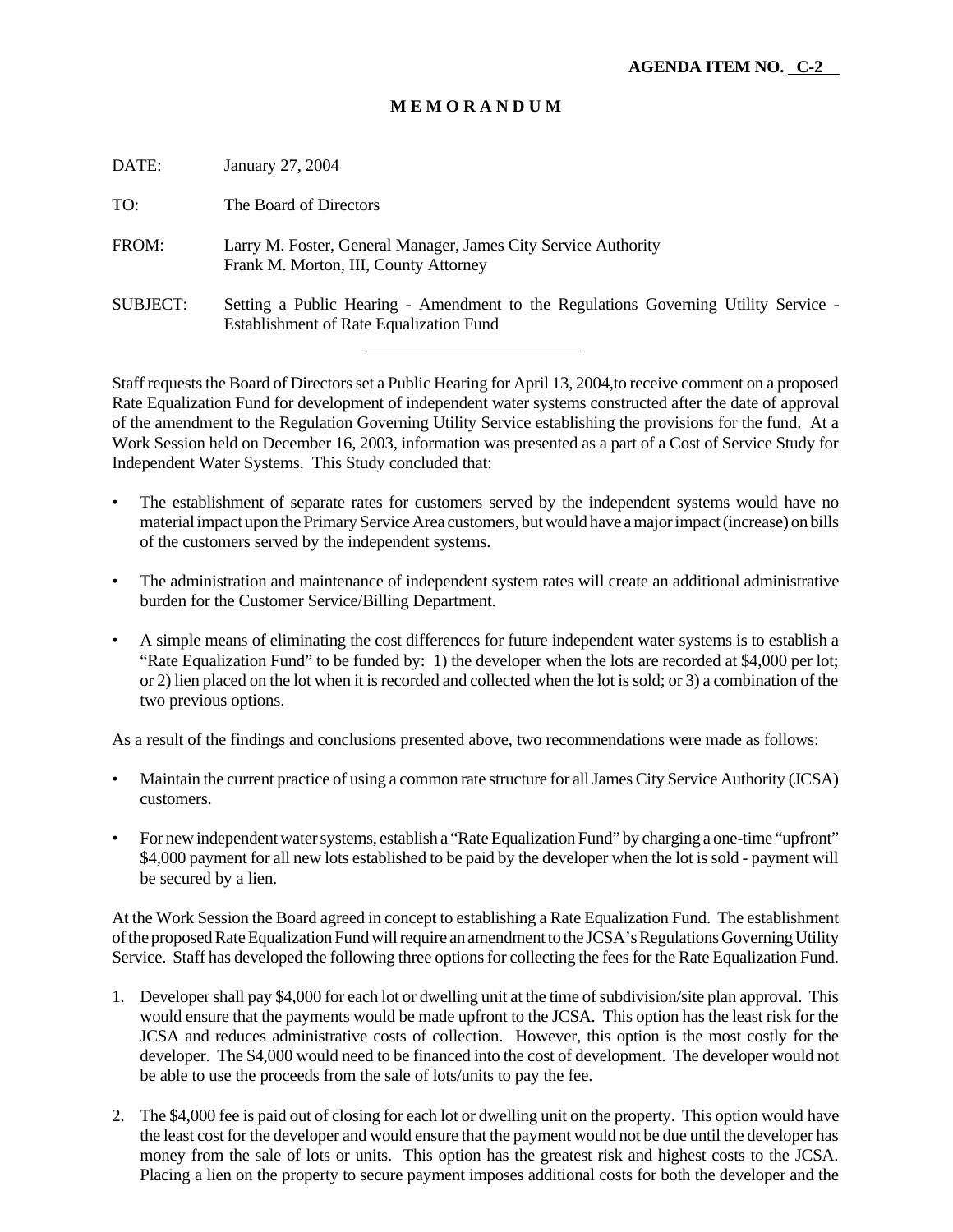**AGENDA ITEM NO. C-2**

# M E M O R A N D U M

DATE: January 27, 2004

TO: The Board of Directors

FROM: Larry M. Foster, General Manager, James City Service Authority
Frank M. Morton, III, County Attorney

SUBJECT: Setting a Public Hearing - Amendment to the Regulations Governing Utility Service - Establishment of Rate Equalization Fund

---

Staff requests the Board of Directors set a Public Hearing for April 13, 2004,to receive comment on a proposed Rate Equalization Fund for development of independent water systems constructed after the date of approval of the amendment to the Regulation Governing Utility Service establishing the provisions for the fund. At a Work Session held on December 16, 2003, information was presented as a part of a Cost of Service Study for Independent Water Systems. This Study concluded that:

- The establishment of separate rates for customers served by the independent systems would have no material impact upon the Primary Service Area customers, but would have a major impact (increase) on bills of the customers served by the independent systems.
- The administration and maintenance of independent system rates will create an additional administrative burden for the Customer Service/Billing Department.
- A simple means of eliminating the cost differences for future independent water systems is to establish a "Rate Equalization Fund" to be funded by: 1) the developer when the lots are recorded at $4,000 per lot; or 2) lien placed on the lot when it is recorded and collected when the lot is sold; or 3) a combination of the two previous options.

As a result of the findings and conclusions presented above, two recommendations were made as follows:

- Maintain the current practice of using a common rate structure for all James City Service Authority (JCSA) customers.
- For new independent water systems, establish a "Rate Equalization Fund" by charging a one-time "upfront" $4,000 payment for all new lots established to be paid by the developer when the lot is sold - payment will be secured by a lien.

At the Work Session the Board agreed in concept to establishing a Rate Equalization Fund. The establishment of the proposed Rate Equalization Fund will require an amendment to the JCSA's Regulations Governing Utility Service. Staff has developed the following three options for collecting the fees for the Rate Equalization Fund.

1. Developer shall pay $4,000 for each lot or dwelling unit at the time of subdivision/site plan approval. This would ensure that the payments would be made upfront to the JCSA. This option has the least risk for the JCSA and reduces administrative costs of collection. However, this option is the most costly for the developer. The $4,000 would need to be financed into the cost of development. The developer would not be able to use the proceeds from the sale of lots/units to pay the fee.
2. The $4,000 fee is paid out of closing for each lot or dwelling unit on the property. This option would have the least cost for the developer and would ensure that the payment would not be due until the developer has money from the sale of lots or units. This option has the greatest risk and highest costs to the JCSA. Placing a lien on the property to secure payment imposes additional costs for both the developer and the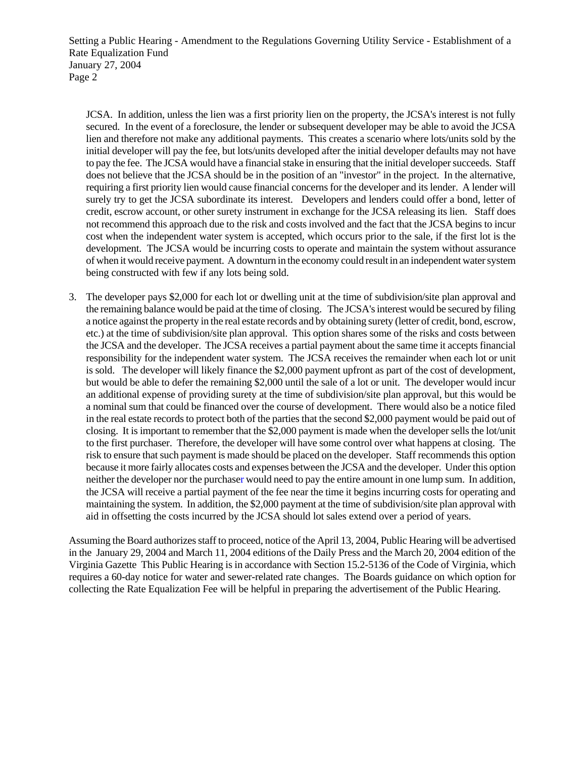JCSA. In addition, unless the lien was a first priority lien on the property, the JCSA's interest is not fully secured. In the event of a foreclosure, the lender or subsequent developer may be able to avoid the JCSA lien and therefore not make any additional payments. This creates a scenario where lots/units sold by the initial developer will pay the fee, but lots/units developed after the initial developer defaults may not have to pay the fee. The JCSA would have a financial stake in ensuring that the initial developer succeeds. Staff does not believe that the JCSA should be in the position of an "investor" in the project. In the alternative, requiring a first priority lien would cause financial concerns for the developer and its lender. A lender will surely try to get the JCSA subordinate its interest. Developers and lenders could offer a bond, letter of credit, escrow account, or other surety instrument in exchange for the JCSA releasing its lien. Staff does not recommend this approach due to the risk and costs involved and the fact that the JCSA begins to incur cost when the independent water system is accepted, which occurs prior to the sale, if the first lot is the development. The JCSA would be incurring costs to operate and maintain the system without assurance of when it would receive payment. A downturn in the economy could result in an independent water system being constructed with few if any lots being sold.

3. The developer pays $2,000 for each lot or dwelling unit at the time of subdivision/site plan approval and the remaining balance would be paid at the time of closing. The JCSA's interest would be secured by filing a notice against the property in the real estate records and by obtaining surety (letter of credit, bond, escrow, etc.) at the time of subdivision/site plan approval. This option shares some of the risks and costs between the JCSA and the developer. The JCSA receives a partial payment about the same time it accepts financial responsibility for the independent water system. The JCSA receives the remainder when each lot or unit is sold. The developer will likely finance the $2,000 payment upfront as part of the cost of development, but would be able to defer the remaining $2,000 until the sale of a lot or unit. The developer would incur an additional expense of providing surety at the time of subdivision/site plan approval, but this would be a nominal sum that could be financed over the course of development. There would also be a notice filed in the real estate records to protect both of the parties that the second $2,000 payment would be paid out of closing. It is important to remember that the $2,000 payment is made when the developer sells the lot/unit to the first purchaser. Therefore, the developer will have some control over what happens at closing. The risk to ensure that such payment is made should be placed on the developer. Staff recommends this option because it more fairly allocates costs and expenses between the JCSA and the developer. Under this option neither the developer nor the purchaser would need to pay the entire amount in one lump sum. In addition, the JCSA will receive a partial payment of the fee near the time it begins incurring costs for operating and maintaining the system. In addition, the $2,000 payment at the time of subdivision/site plan approval with aid in offsetting the costs incurred by the JCSA should lot sales extend over a period of years.

Assuming the Board authorizes staff to proceed, notice of the April 13, 2004, Public Hearing will be advertised in the January 29, 2004 and March 11, 2004 editions of the Daily Press and the March 20, 2004 edition of the Virginia Gazette This Public Hearing is in accordance with Section 15.2-5136 of the Code of Virginia, which requires a 60-day notice for water and sewer-related rate changes. The Boards guidance on which option for collecting the Rate Equalization Fee will be helpful in preparing the advertisement of the Public Hearing.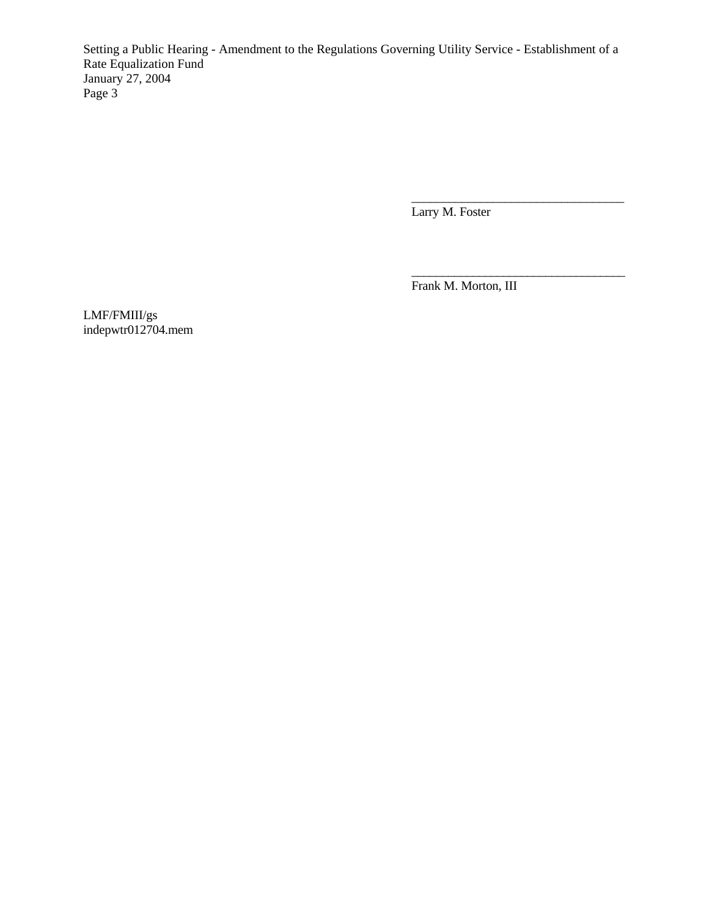\_\_\_\_\_\_\_\_\_\_\_\_\_\_\_\_\_\_\_\_\_\_\_\_\_\_\_\_\_\_\_\_\_\_
Larry M. Foster

\_\_\_\_\_\_\_\_\_\_\_\_\_\_\_\_\_\_\_\_\_\_\_\_\_\_\_\_\_\_\_\_\_\_
Frank M. Morton, III

LMF/FMIII/gs
indepwtr012704.mem